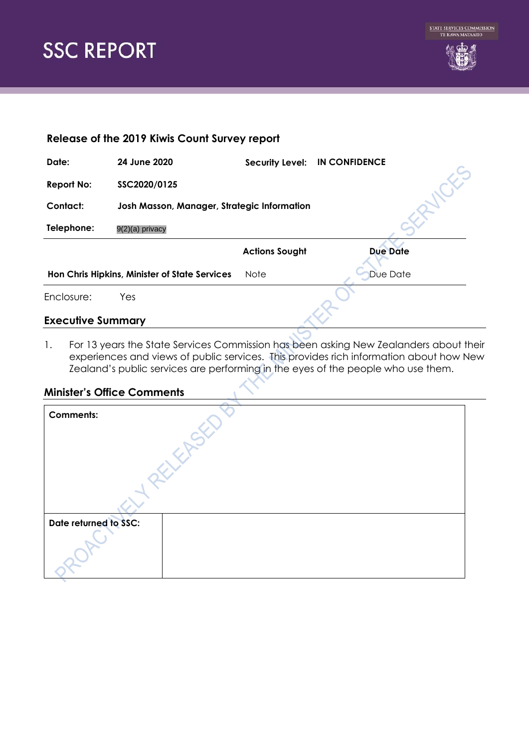# SSC REPORT

STATE SERVICES COMMISSION
TE KAWA MATAAHO

## Release of the 2019 Kiwis Count Survey report

| | | | |
|---|---|---|---|
| **Date:** | **24 June 2020** | **Security Level:** | **IN CONFIDENCE** |
| **Report No:** | **SSC2020/0125** | | |
| **Contact:** | **Josh Masson, Manager, Strategic Information** | | |
| **Telephone:** | 9(2)(a) privacy | | |

| | Actions Sought | Due Date |
|---|---|---|
| **Hon Chris Hipkins, Minister of State Services** | Note | Due Date |

Enclosure: Yes

## Executive Summary

1. For 13 years the State Services Commission has been asking New Zealanders about their experiences and views of public services. This provides rich information about how New Zealand's public services are performing in the eyes of the people who use them.

## Minister's Office Comments

| **Comments:** | |
|---|---|
| **Date returned to SSC:** | |

PROACTIVELY RELEASED BY THE MINISTER OF STATE SERVICES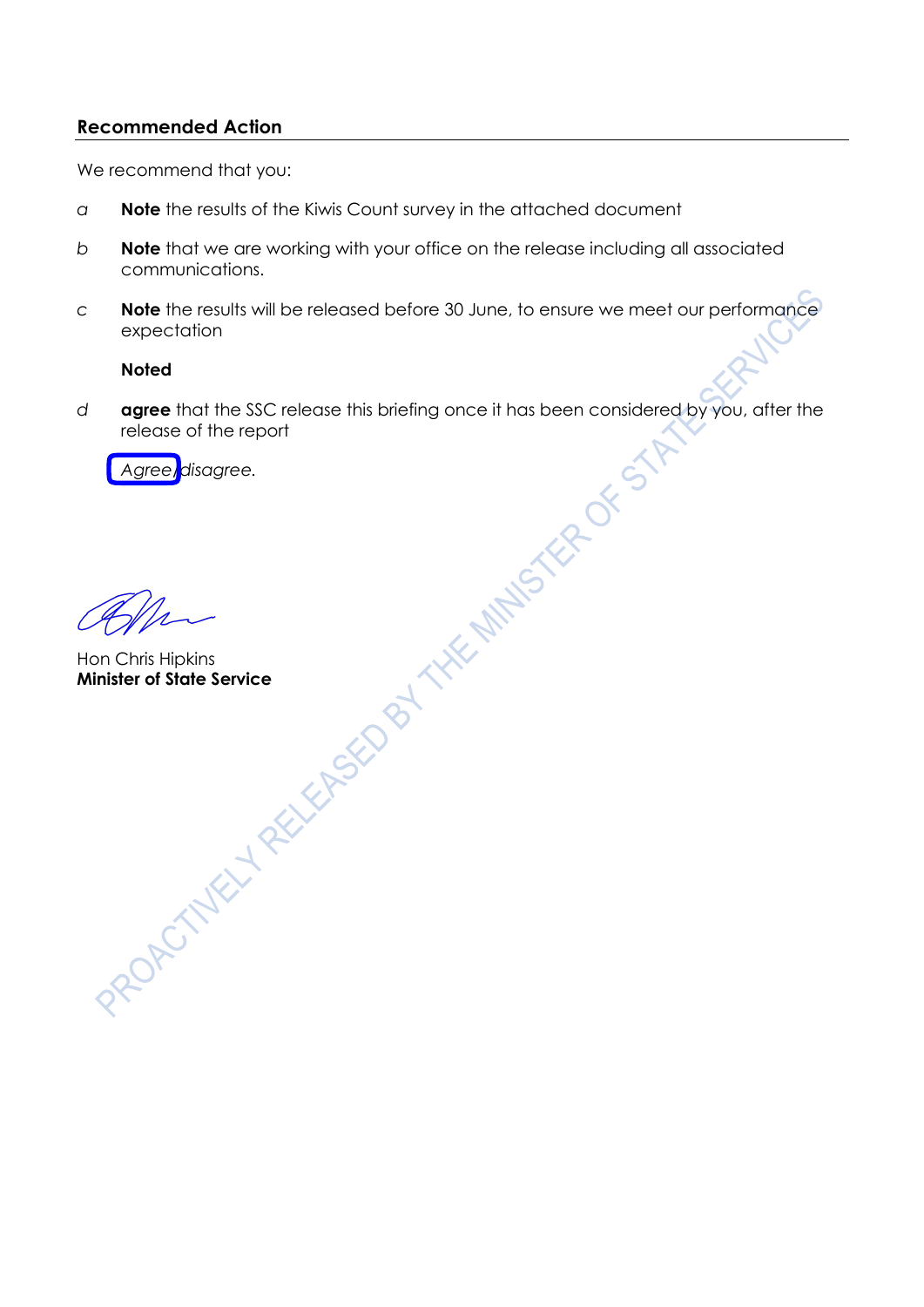## Recommended Action

We recommend that you:

*a* **Note** the results of the Kiwis Count survey in the attached document

*b* **Note** that we are working with your office on the release including all associated communications.

*c* **Note** the results will be released before 30 June, to ensure we meet our performance expectation

**Noted**

*d* **agree** that the SSC release this briefing once it has been considered by you, after the release of the report

*Agree/disagree.*

Hon Chris Hipkins
**Minister of State Service**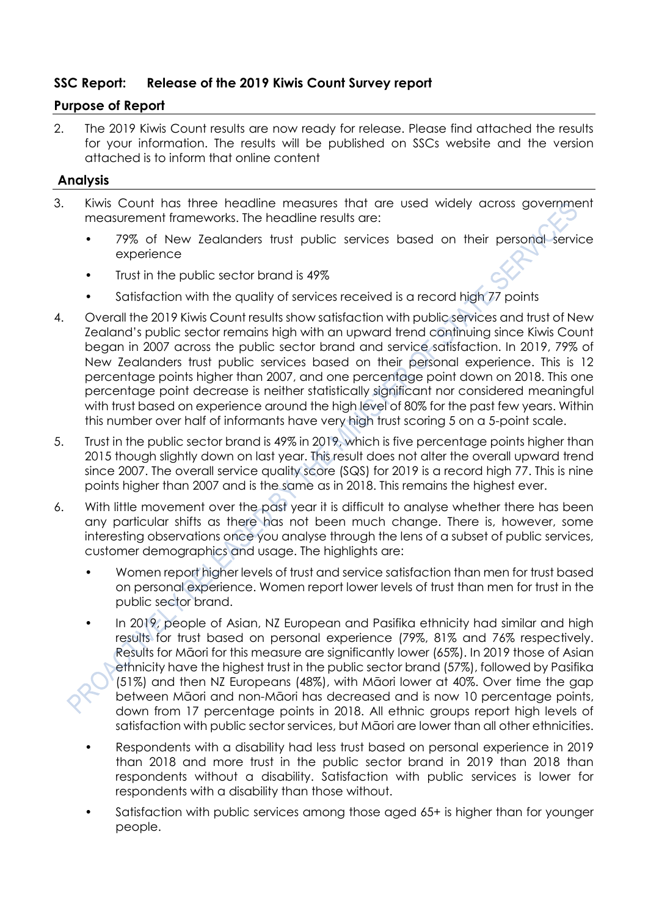## SSC Report: Release of the 2019 Kiwis Count Survey report

### Purpose of Report

2. The 2019 Kiwis Count results are now ready for release. Please find attached the results for your information. The results will be published on SSCs website and the version attached is to inform that online content

### Analysis

3. Kiwis Count has three headline measures that are used widely across government measurement frameworks. The headline results are:

   - 79% of New Zealanders trust public services based on their personal service experience
   - Trust in the public sector brand is 49%
   - Satisfaction with the quality of services received is a record high 77 points

4. Overall the 2019 Kiwis Count results show satisfaction with public services and trust of New Zealand's public sector remains high with an upward trend continuing since Kiwis Count began in 2007 across the public sector brand and service satisfaction. In 2019, 79% of New Zealanders trust public services based on their personal experience. This is 12 percentage points higher than 2007, and one percentage point down on 2018. This one percentage point decrease is neither statistically significant nor considered meaningful with trust based on experience around the high level of 80% for the past few years. Within this number over half of informants have very high trust scoring 5 on a 5-point scale.

5. Trust in the public sector brand is 49% in 2019, which is five percentage points higher than 2015 though slightly down on last year. This result does not alter the overall upward trend since 2007. The overall service quality score (SQS) for 2019 is a record high 77. This is nine points higher than 2007 and is the same as in 2018. This remains the highest ever.

6. With little movement over the past year it is difficult to analyse whether there has been any particular shifts as there has not been much change. There is, however, some interesting observations once you analyse through the lens of a subset of public services, customer demographics and usage. The highlights are:

   - Women report higher levels of trust and service satisfaction than men for trust based on personal experience. Women report lower levels of trust than men for trust in the public sector brand.
   - In 2019, people of Asian, NZ European and Pasifika ethnicity had similar and high results for trust based on personal experience (79%, 81% and 76% respectively. Results for Māori for this measure are significantly lower (65%). In 2019 those of Asian ethnicity have the highest trust in the public sector brand (57%), followed by Pasifika (51%) and then NZ Europeans (48%), with Māori lower at 40%. Over time the gap between Māori and non-Māori has decreased and is now 10 percentage points, down from 17 percentage points in 2018. All ethnic groups report high levels of satisfaction with public sector services, but Māori are lower than all other ethnicities.
   - Respondents with a disability had less trust based on personal experience in 2019 than 2018 and more trust in the public sector brand in 2019 than 2018 than respondents without a disability. Satisfaction with public services is lower for respondents with a disability than those without.
   - Satisfaction with public services among those aged 65+ is higher than for younger people.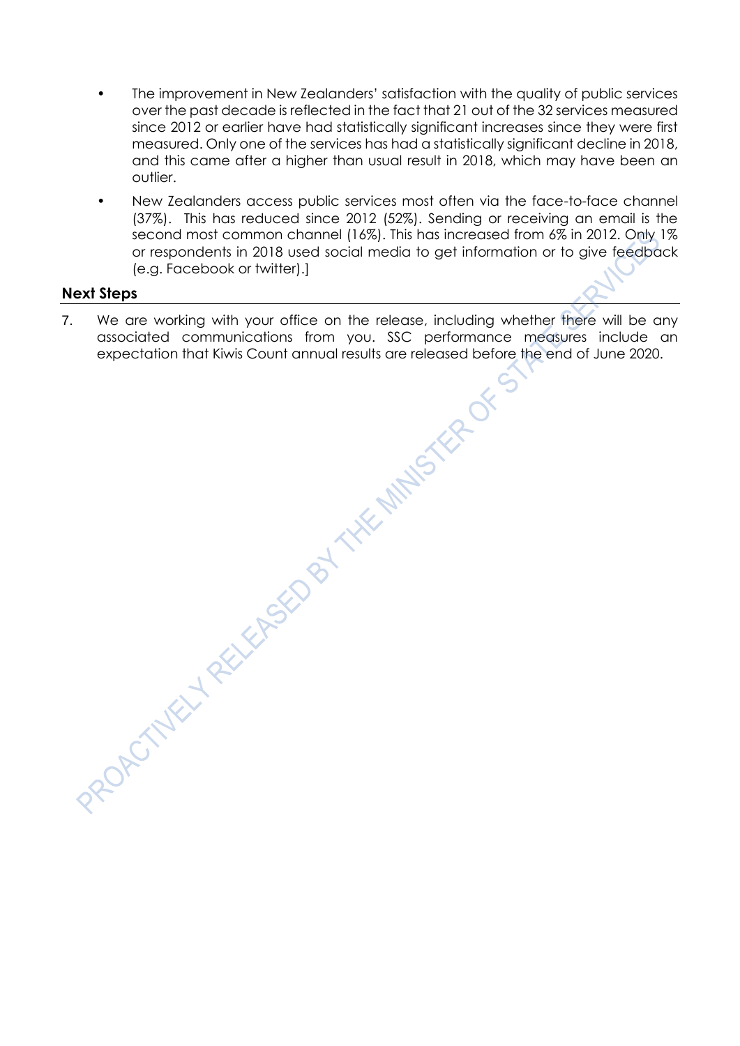- The improvement in New Zealanders' satisfaction with the quality of public services over the past decade is reflected in the fact that 21 out of the 32 services measured since 2012 or earlier have had statistically significant increases since they were first measured. Only one of the services has had a statistically significant decline in 2018, and this came after a higher than usual result in 2018, which may have been an outlier.
- New Zealanders access public services most often via the face-to-face channel (37%). This has reduced since 2012 (52%). Sending or receiving an email is the second most common channel (16%). This has increased from 6% in 2012. Only 1% or respondents in 2018 used social media to get information or to give feedback (e.g. Facebook or twitter).]

## Next Steps

7. We are working with your office on the release, including whether there will be any associated communications from you. SSC performance measures include an expectation that Kiwis Count annual results are released before the end of June 2020.